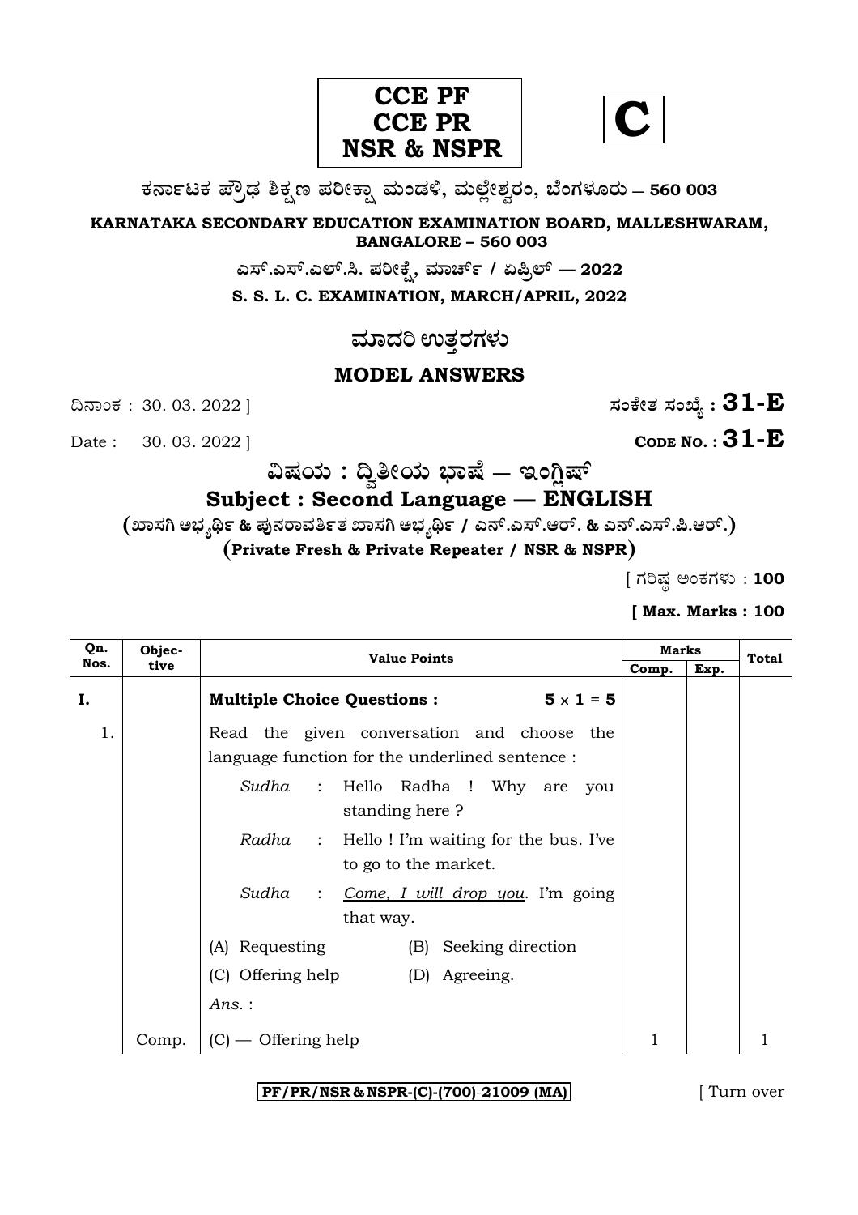**CCE PF**
**CCE PR**
**NSR & NSPR**

**C**

**ಕರ್ನಾಟಕ ಪ್ರೌಢ ಶಿಕ್ಷಣ ಪರೀಕ್ಷಾ ಮಂಡಳಿ, ಮಲ್ಲೇಶ್ವರಂ, ಬೆಂಗಳೂರು – 560 003**

**KARNATAKA SECONDARY EDUCATION EXAMINATION BOARD, MALLESHWARAM, BANGALORE – 560 003**

**ಎಸ್.ಎಸ್.ಎಲ್.ಸಿ. ಪರೀಕ್ಷೆ, ಮಾರ್ಚ್ / ಏಪ್ರಿಲ್ — 2022**

**S. S. L. C. EXAMINATION, MARCH/APRIL, 2022**

# ಮಾದರಿ ಉತ್ತರಗಳು

# MODEL ANSWERS

ದಿನಾಂಕ : 30. 03. 2022 ] **ಸಂಕೇತ ಸಂಖ್ಯೆ : 31-E**

Date : 30. 03. 2022 ] **CODE NO. : 31-E**

## ವಿಷಯ : ದ್ವಿತೀಯ ಭಾಷೆ — ಇಂಗ್ಲಿಷ್

## Subject : Second Language — ENGLISH

**(ಖಾಸಗಿ ಅಭ್ಯರ್ಥಿ & ಪುನರಾವರ್ತಿತ ಖಾಸಗಿ ಅಭ್ಯರ್ಥಿ / ಎನ್.ಎಸ್.ಆರ್. & ಎನ್.ಎಸ್.ಪಿ.ಆರ್.)**

**(Private Fresh & Private Repeater / NSR & NSPR)**

[ ಗರಿಷ್ಠ ಅಂಕಗಳು : **100**

**[ Max. Marks : 100**

| Qn. Nos. | Objective | Value Points | Marks Comp. | Marks Exp. | Total |
|---|---|---|---|---|---|
| **I.** | | **Multiple Choice Questions :** $5 \times 1 = 5$ | | | |
| 1. | | Read the given conversation and choose the language function for the underlined sentence : | | | |
| | | *Sudha* : Hello Radha ! Why are you standing here ? | | | |
| | | *Radha* : Hello ! I'm waiting for the bus. I've to go to the market. | | | |
| | | *Sudha* : *Come, I will drop you*. I'm going that way. | | | |
| | | (A) Requesting (B) Seeking direction | | | |
| | | (C) Offering help (D) Agreeing. | | | |
| | | *Ans.* : | | | |
| | Comp. | (C) — Offering help | 1 | | 1 |

**PF/PR/NSR & NSPR-(C)-(700)-21009 (MA)** [ Turn over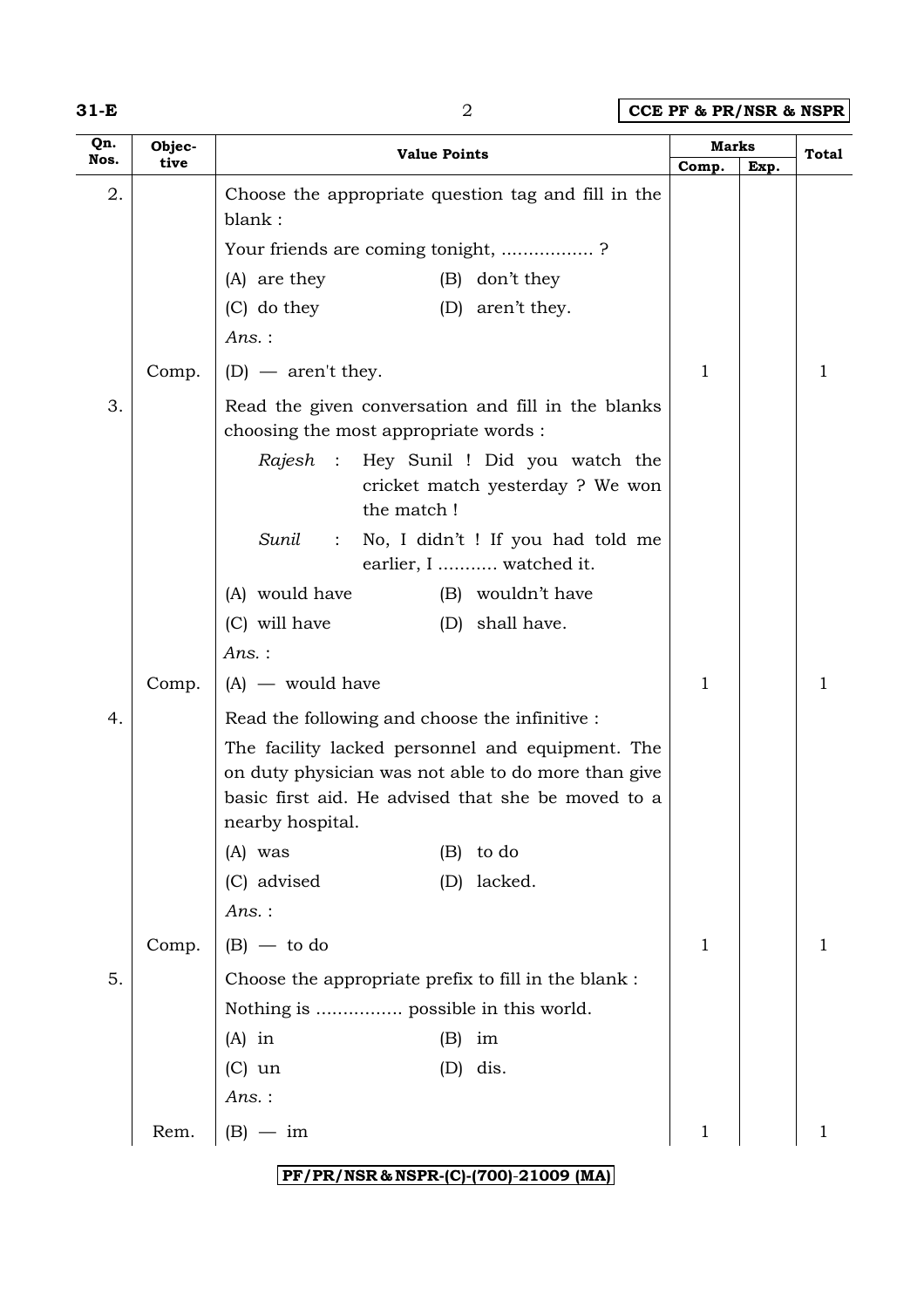| Qn. Nos. | Objec-tive | Value Points | Marks | | Total |
|---|---|---|---|---|---|
| | | | Comp. | Exp. | |
| 2. | | Choose the appropriate question tag and fill in the blank :<br>Your friends are coming tonight, ................ ?<br>(A) are they (B) don't they<br>(C) do they (D) aren't they.<br>*Ans.* : | | | |
| | Comp. | (D) — aren't they. | 1 | | 1 |
| 3. | | Read the given conversation and fill in the blanks choosing the most appropriate words :<br>*Rajesh* : Hey Sunil ! Did you watch the cricket match yesterday ? We won the match !<br>*Sunil* : No, I didn't ! If you had told me earlier, I ........... watched it.<br>(A) would have (B) wouldn't have<br>(C) will have (D) shall have.<br>*Ans.* : | | | |
| | Comp. | (A) — would have | 1 | | 1 |
| 4. | | Read the following and choose the infinitive :<br>The facility lacked personnel and equipment. The on duty physician was not able to do more than give basic first aid. He advised that she be moved to a nearby hospital.<br>(A) was (B) to do<br>(C) advised (D) lacked.<br>*Ans.* : | | | |
| | Comp. | (B) — to do | 1 | | 1 |
| 5. | | Choose the appropriate prefix to fill in the blank :<br>Nothing is ................ possible in this world.<br>(A) in (B) im<br>(C) un (D) dis.<br>*Ans.* : | | | |
| | Rem. | (B) — im | 1 | | 1 |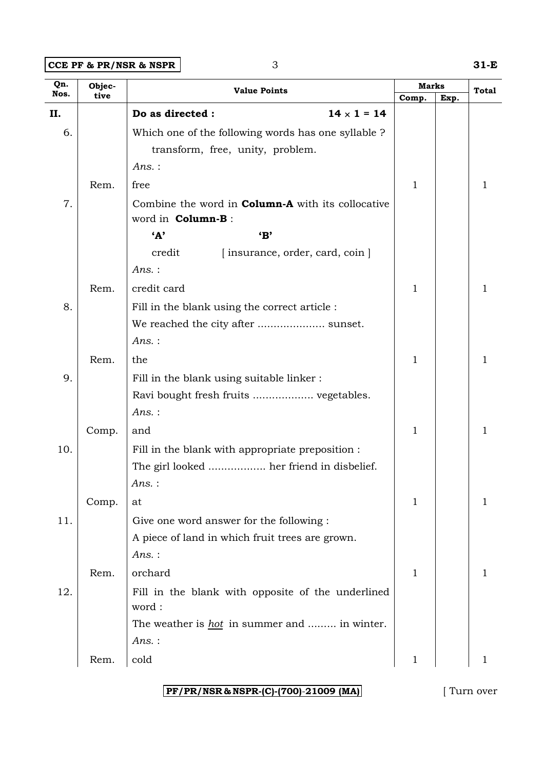| Qn. Nos. | Objec-tive | Value Points | Marks | | Total |
|---|---|---|---|---|---|
| | | | Comp. | Exp. | |
| **II.** | | **Do as directed :** **14 × 1 = 14** | | | |
| 6. | | Which one of the following words has one syllable ? <br> transform, free, unity, problem. <br> *Ans.* : | | | |
| | Rem. | free | 1 | | 1 |
| 7. | | Combine the word in **Column-A** with its collocative word in **Column-B** : <br> **'A'** **'B'** <br> credit [ insurance, order, card, coin ] <br> *Ans.* : | | | |
| | Rem. | credit card | 1 | | 1 |
| 8. | | Fill in the blank using the correct article : <br> We reached the city after ..................... sunset. <br> *Ans.* : | | | |
| | Rem. | the | 1 | | 1 |
| 9. | | Fill in the blank using suitable linker : <br> Ravi bought fresh fruits ................... vegetables. <br> *Ans.* : | | | |
| | Comp. | and | 1 | | 1 |
| 10. | | Fill in the blank with appropriate preposition : <br> The girl looked .................. her friend in disbelief. <br> *Ans.* : | | | |
| | Comp. | at | 1 | | 1 |
| 11. | | Give one word answer for the following : <br> A piece of land in which fruit trees are grown. <br> *Ans.* : | | | |
| | Rem. | orchard | 1 | | 1 |
| 12. | | Fill in the blank with opposite of the underlined word : <br> The weather is *hot* in summer and ......... in winter. <br> *Ans.* : | | | |
| | Rem. | cold | 1 | | 1 |

[ Turn over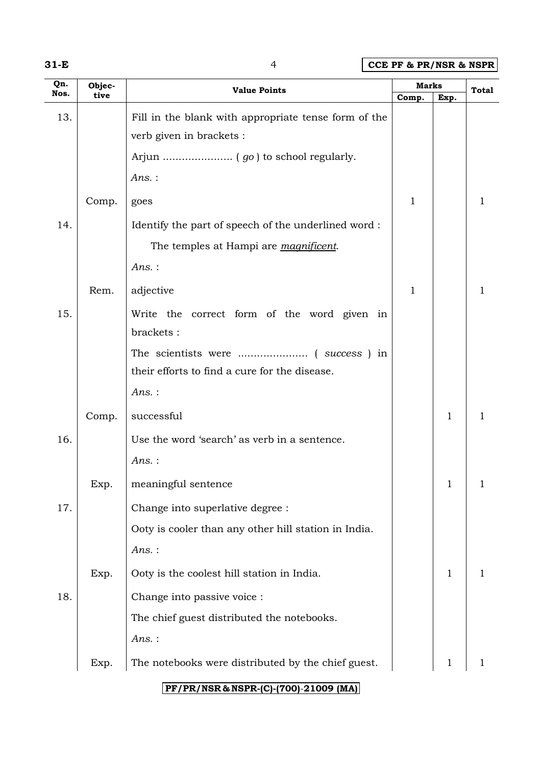| Qn. Nos. | Objective | Value Points | Marks | | Total |
|---|---|---|---|---|---|
| | | | Comp. | Exp. | |
| 13. | | Fill in the blank with appropriate tense form of the verb given in brackets : | | | |
| | | Arjun ...................... ( *go* ) to school regularly. | | | |
| | | *Ans.* : | | | |
| | Comp. | goes | 1 | | 1 |
| 14. | | Identify the part of speech of the underlined word : | | | |
| | | The temples at Hampi are ***magnificent***. | | | |
| | | *Ans.* : | | | |
| | Rem. | adjective | 1 | | 1 |
| 15. | | Write the correct form of the word given in brackets : | | | |
| | | The scientists were ...................... ( *success* ) in their efforts to find a cure for the disease. | | | |
| | | *Ans.* : | | | |
| | Comp. | successful | | 1 | 1 |
| 16. | | Use the word 'search' as verb in a sentence. | | | |
| | | *Ans.* : | | | |
| | Exp. | meaningful sentence | | 1 | 1 |
| 17. | | Change into superlative degree : | | | |
| | | Ooty is cooler than any other hill station in India. | | | |
| | | *Ans.* : | | | |
| | Exp. | Ooty is the coolest hill station in India. | | 1 | 1 |
| 18. | | Change into passive voice : | | | |
| | | The chief guest distributed the notebooks. | | | |
| | | *Ans.* : | | | |
| | Exp. | The notebooks were distributed by the chief guest. | | 1 | 1 |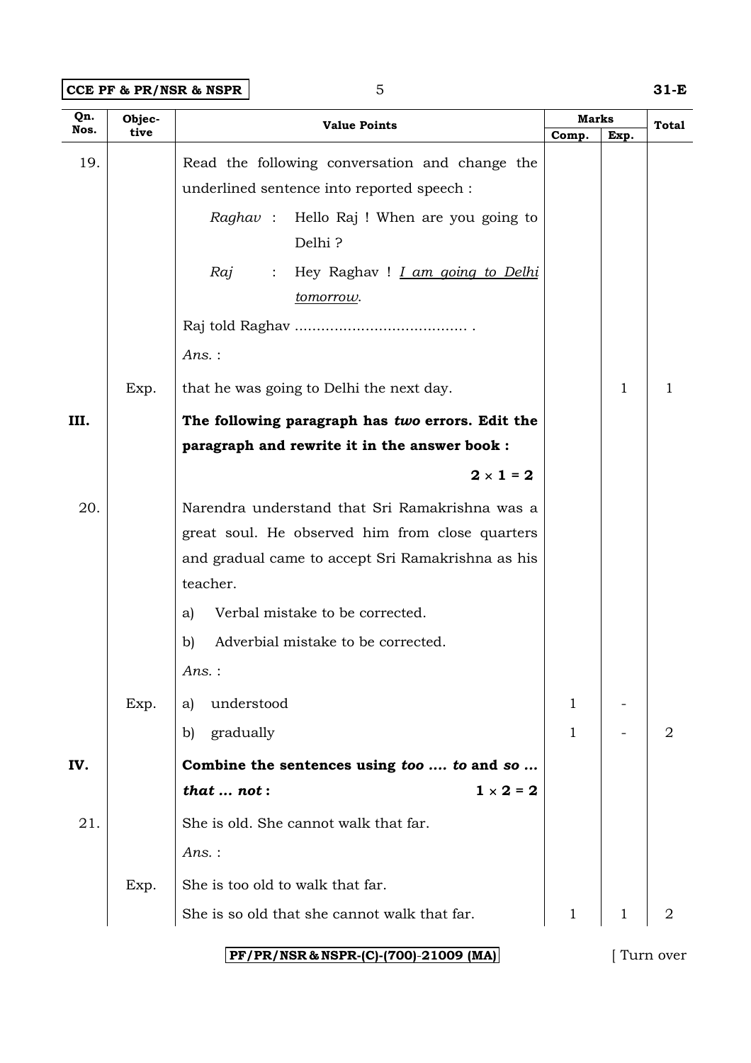| Qn. Nos. | Objective | Value Points | Marks | | Total |
|---|---|---|---|---|---|
| | | | Comp. | Exp. | |
| 19. | | Read the following conversation and change the underlined sentence into reported speech : | | | |
| | | *Raghav* : Hello Raj ! When are you going to Delhi ? | | | |
| | | *Raj* : Hey Raghav ! ***I am going to Delhi tomorrow.*** | | | |
| | | Raj told Raghav ....................................... . | | | |
| | | *Ans.* : | | | |
| | Exp. | that he was going to Delhi the next day. | | 1 | 1 |
| **III.** | | **The following paragraph has *two* errors. Edit the paragraph and rewrite it in the answer book :** $2 \times 1 = 2$ | | | |
| 20. | | Narendra understand that Sri Ramakrishna was a great soul. He observed him from close quarters and gradual came to accept Sri Ramakrishna as his teacher. | | | |
| | | a) Verbal mistake to be corrected. | | | |
| | | b) Adverbial mistake to be corrected. | | | |
| | | *Ans.* : | | | |
| | Exp. | a) understood | 1 | - | |
| | | b) gradually | 1 | - | 2 |
| **IV.** | | **Combine the sentences using *too .... to* and *so ... that ... not* :** $1 \times 2 = 2$ | | | |
| 21. | | She is old. She cannot walk that far. | | | |
| | | *Ans.* : | | | |
| | Exp. | She is too old to walk that far. | | | |
| | | She is so old that she cannot walk that far. | 1 | 1 | 2 |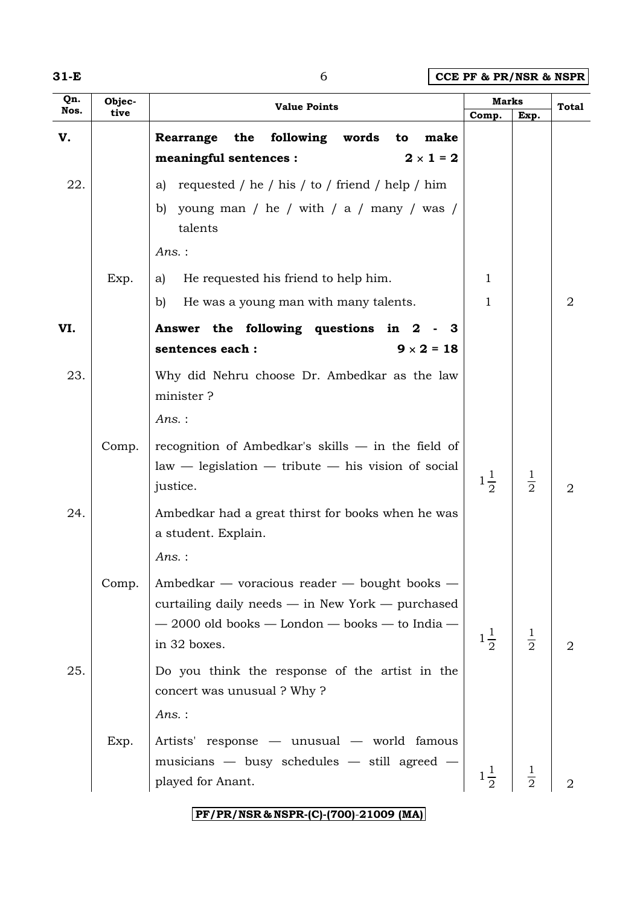| Qn. Nos. | Objective | Value Points | Marks | | Total |
|---|---|---|---|---|---|
| | | | Comp. | Exp. | |
| V. | | **Rearrange the following words to make meaningful sentences :** $2 \times 1 = 2$ | | | |
| 22. | | a) requested / he / his / to / friend / help / him | | | |
| | | b) young man / he / with / a / many / was / talents | | | |
| | | *Ans.* : | | | |
| | Exp. | a) He requested his friend to help him. | 1 | | |
| | | b) He was a young man with many talents. | 1 | | 2 |
| VI. | | **Answer the following questions in 2 - 3 sentences each :** $9 \times 2 = 18$ | | | |
| 23. | | Why did Nehru choose Dr. Ambedkar as the law minister ? | | | |
| | | *Ans.* : | | | |
| | Comp. | recognition of Ambedkar's skills — in the field of law — legislation — tribute — his vision of social justice. | $1\frac{1}{2}$ | $\frac{1}{2}$ | 2 |
| 24. | | Ambedkar had a great thirst for books when he was a student. Explain. | | | |
| | | *Ans.* : | | | |
| | Comp. | Ambedkar — voracious reader — bought books — curtailing daily needs — in New York — purchased — 2000 old books — London — books — to India — in 32 boxes. | $1\frac{1}{2}$ | $\frac{1}{2}$ | 2 |
| 25. | | Do you think the response of the artist in the concert was unusual ? Why ? | | | |
| | | *Ans.* : | | | |
| | Exp. | Artists' response — unusual — world famous musicians — busy schedules — still agreed — played for Anant. | $1\frac{1}{2}$ | $\frac{1}{2}$ | 2 |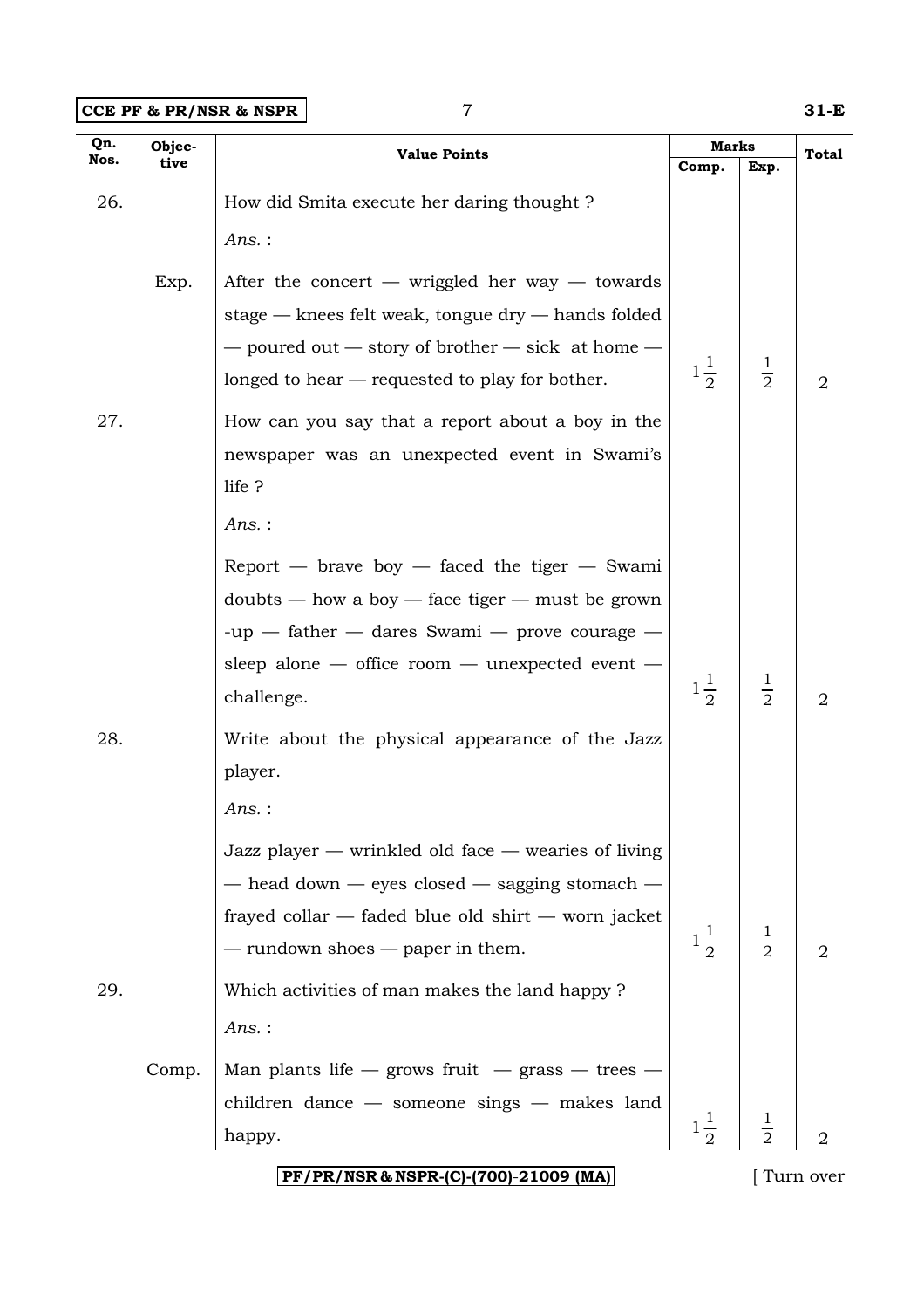| Qn. Nos. | Objective | Value Points | Marks | | Total |
|---|---|---|---|---|---|
| | | | Comp. | Exp. | |
| 26. | | How did Smita execute her daring thought ? | | | |
| | | *Ans.* : | | | |
| | Exp. | After the concert — wriggled her way — towards stage — knees felt weak, tongue dry — hands folded — poured out — story of brother — sick at home — longed to hear — requested to play for bother. | $1\frac{1}{2}$ | $\frac{1}{2}$ | 2 |
| 27. | | How can you say that a report about a boy in the newspaper was an unexpected event in Swami's life ? | | | |
| | | *Ans.* : | | | |
| | | Report — brave boy — faced the tiger — Swami doubts — how a boy — face tiger — must be grown -up — father — dares Swami — prove courage — sleep alone — office room — unexpected event — challenge. | $1\frac{1}{2}$ | $\frac{1}{2}$ | 2 |
| 28. | | Write about the physical appearance of the Jazz player. | | | |
| | | *Ans.* : | | | |
| | | Jazz player — wrinkled old face — wearies of living — head down — eyes closed — sagging stomach — frayed collar — faded blue old shirt — worn jacket — rundown shoes — paper in them. | $1\frac{1}{2}$ | $\frac{1}{2}$ | 2 |
| 29. | | Which activities of man makes the land happy ? | | | |
| | | *Ans.* : | | | |
| | Comp. | Man plants life — grows fruit — grass — trees — children dance — someone sings — makes land happy. | $1\frac{1}{2}$ | $\frac{1}{2}$ | 2 |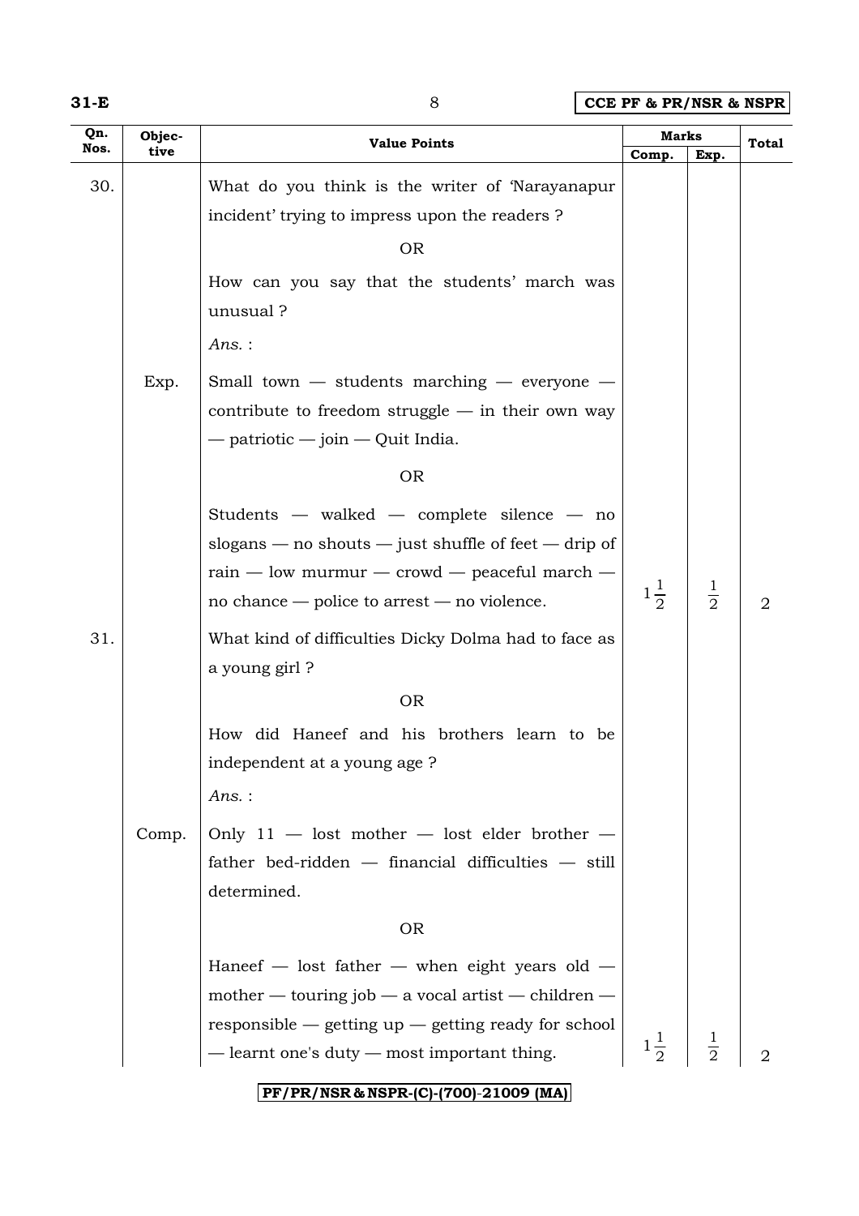| Qn. Nos. | Objective | Value Points | Marks | | Total |
|---|---|---|---|---|---|
| | | | Comp. | Exp. | |
| 30. | | What do you think is the writer of 'Narayanapur incident' trying to impress upon the readers ?<br><br>OR<br><br>How can you say that the students' march was unusual ?<br><br>*Ans.* : | | | |
| | Exp. | Small town — students marching — everyone — contribute to freedom struggle — in their own way — patriotic — join — Quit India.<br><br>OR<br><br>Students — walked — complete silence — no slogans — no shouts — just shuffle of feet — drip of rain — low murmur — crowd — peaceful march — no chance — police to arrest — no violence. | $1\frac{1}{2}$ | $\frac{1}{2}$ | 2 |
| 31. | | What kind of difficulties Dicky Dolma had to face as a young girl ?<br><br>OR<br><br>How did Haneef and his brothers learn to be independent at a young age ?<br><br>*Ans.* : | | | |
| | Comp. | Only 11 — lost mother — lost elder brother — father bed-ridden — financial difficulties — still determined.<br><br>OR<br><br>Haneef — lost father — when eight years old — mother — touring job — a vocal artist — children — responsible — getting up — getting ready for school — learnt one's duty — most important thing. | $1\frac{1}{2}$ | $\frac{1}{2}$ | 2 |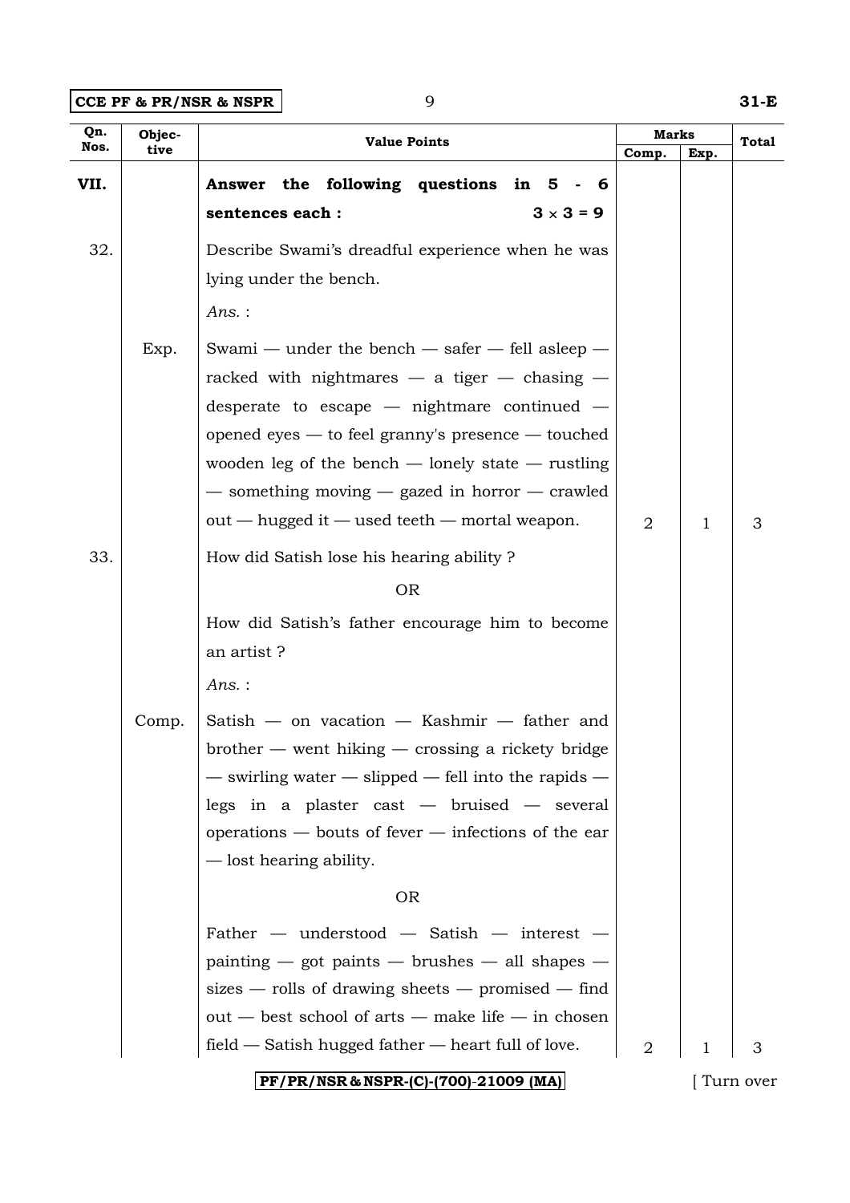| Qn. Nos. | Objective | Value Points | Marks | | Total |
|---|---|---|---|---|---|
| | | | Comp. | Exp. | |
| VII. | | **Answer the following questions in 5 - 6 sentences each :** $3 \times 3 = 9$ | | | |
| 32. | | Describe Swami's dreadful experience when he was lying under the bench. | | | |
| | | *Ans.* : | | | |
| | Exp. | Swami — under the bench — safer — fell asleep — racked with nightmares — a tiger — chasing — desperate to escape — nightmare continued — opened eyes — to feel granny's presence — touched wooden leg of the bench — lonely state — rustling — something moving — gazed in horror — crawled out — hugged it — used teeth — mortal weapon. | 2 | 1 | 3 |
| 33. | | How did Satish lose his hearing ability ? | | | |
| | | OR | | | |
| | | How did Satish's father encourage him to become an artist ? | | | |
| | | *Ans.* : | | | |
| | Comp. | Satish — on vacation — Kashmir — father and brother — went hiking — crossing a rickety bridge — swirling water — slipped — fell into the rapids — legs in a plaster cast — bruised — several operations — bouts of fever — infections of the ear — lost hearing ability. | | | |
| | | OR | | | |
| | | Father — understood — Satish — interest — painting — got paints — brushes — all shapes — sizes — rolls of drawing sheets — promised — find out — best school of arts — make life — in chosen field — Satish hugged father — heart full of love. | 2 | 1 | 3 |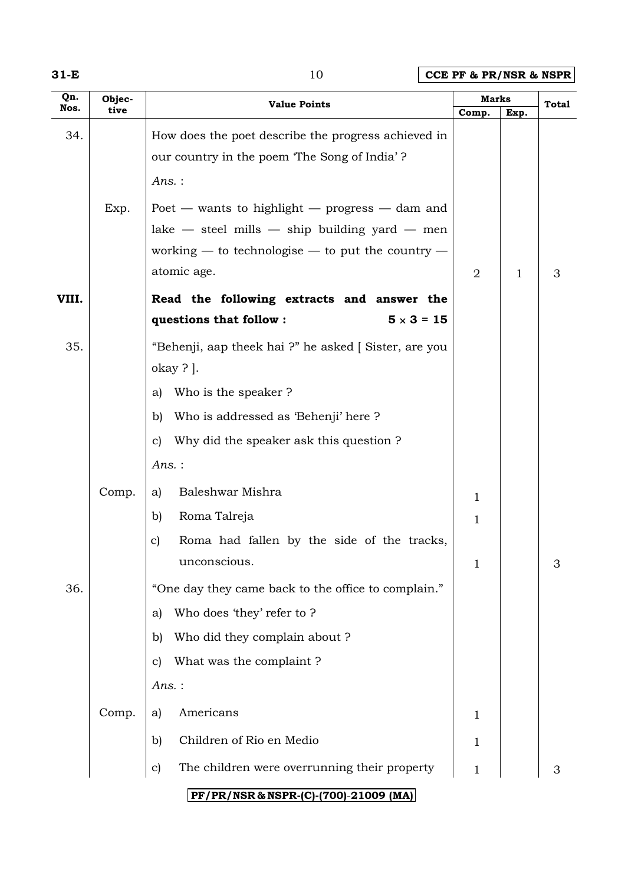| Qn. Nos. | Objective | Value Points | Marks | | Total |
|---|---|---|---|---|---|
| | | | Comp. | Exp. | |
| 34. | | How does the poet describe the progress achieved in our country in the poem 'The Song of India' ? | | | |
| | | *Ans.* : | | | |
| | Exp. | Poet — wants to highlight — progress — dam and lake — steel mills — ship building yard — men working — to technologise — to put the country — atomic age. | 2 | 1 | 3 |
| VIII. | | **Read the following extracts and answer the questions that follow : $5 \times 3 = 15$** | | | |
| 35. | | "Behenji, aap theek hai ?" he asked [ Sister, are you okay ? ]. | | | |
| | | a) Who is the speaker ? | | | |
| | | b) Who is addressed as 'Behenji' here ? | | | |
| | | c) Why did the speaker ask this question ? | | | |
| | | *Ans.* : | | | |
| | Comp. | a) Baleshwar Mishra | 1 | | |
| | | b) Roma Talreja | 1 | | |
| | | c) Roma had fallen by the side of the tracks, unconscious. | 1 | | 3 |
| 36. | | "One day they came back to the office to complain." | | | |
| | | a) Who does 'they' refer to ? | | | |
| | | b) Who did they complain about ? | | | |
| | | c) What was the complaint ? | | | |
| | | *Ans.* : | | | |
| | Comp. | a) Americans | 1 | | |
| | | b) Children of Rio en Medio | 1 | | |
| | | c) The children were overrunning their property | 1 | | 3 |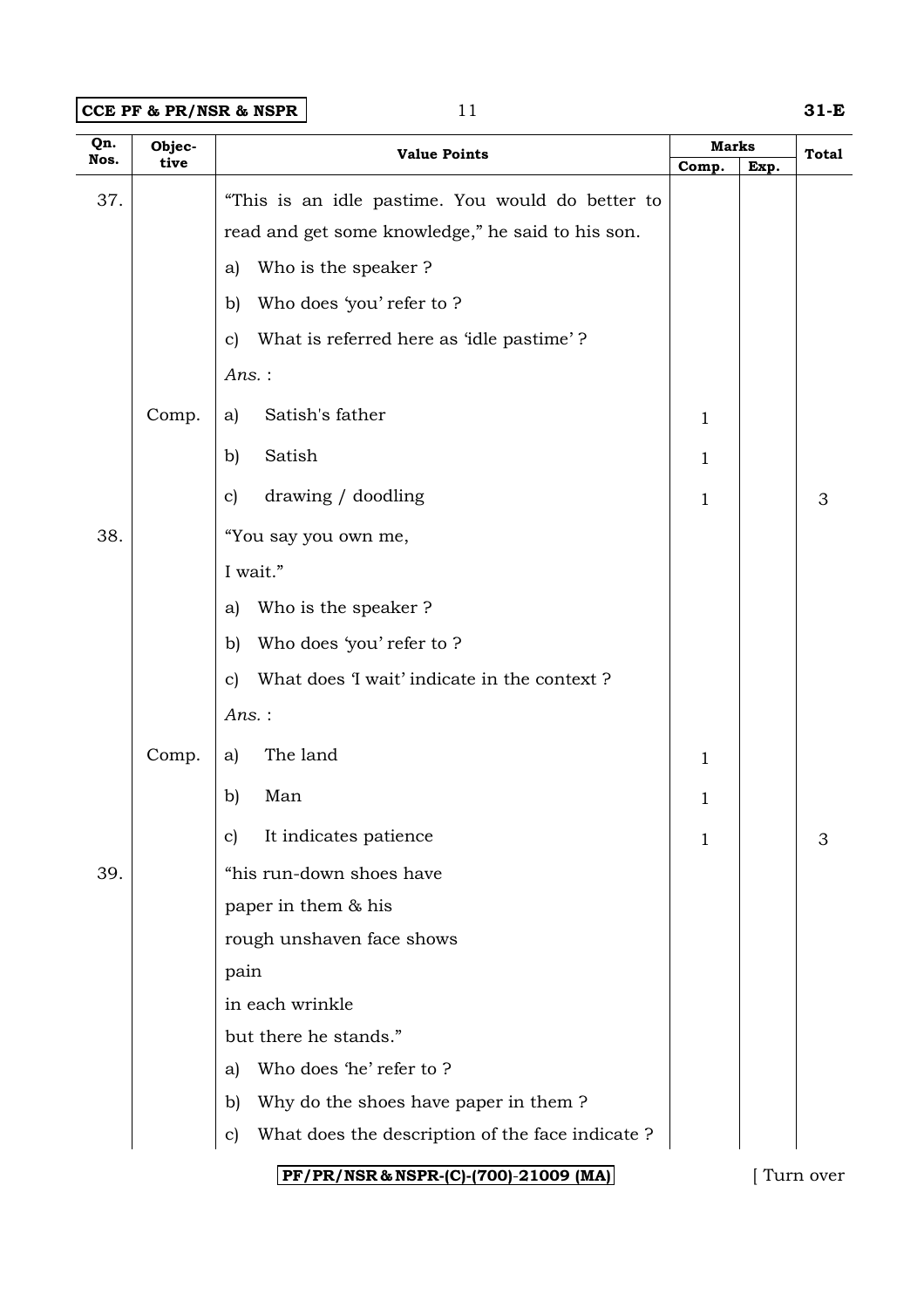| Qn. Nos. | Objective | Value Points | Marks | | Total |
|---|---|---|---|---|---|
| | | | Comp. | Exp. | |
| 37. | | "This is an idle pastime. You would do better to read and get some knowledge," he said to his son. | | | |
| | | a) Who is the speaker ? | | | |
| | | b) Who does 'you' refer to ? | | | |
| | | c) What is referred here as 'idle pastime' ? | | | |
| | | *Ans.* : | | | |
| | Comp. | a) Satish's father | 1 | | |
| | | b) Satish | 1 | | |
| | | c) drawing / doodling | 1 | | 3 |
| 38. | | "You say you own me,<br>I wait." | | | |
| | | a) Who is the speaker ? | | | |
| | | b) Who does 'you' refer to ? | | | |
| | | c) What does 'I wait' indicate in the context ? | | | |
| | | *Ans.* : | | | |
| | Comp. | a) The land | 1 | | |
| | | b) Man | 1 | | |
| | | c) It indicates patience | 1 | | 3 |
| 39. | | "his run-down shoes have<br>paper in them & his<br>rough unshaven face shows<br>pain<br>in each wrinkle<br>but there he stands." | | | |
| | | a) Who does 'he' refer to ? | | | |
| | | b) Why do the shoes have paper in them ? | | | |
| | | c) What does the description of the face indicate ? | | | |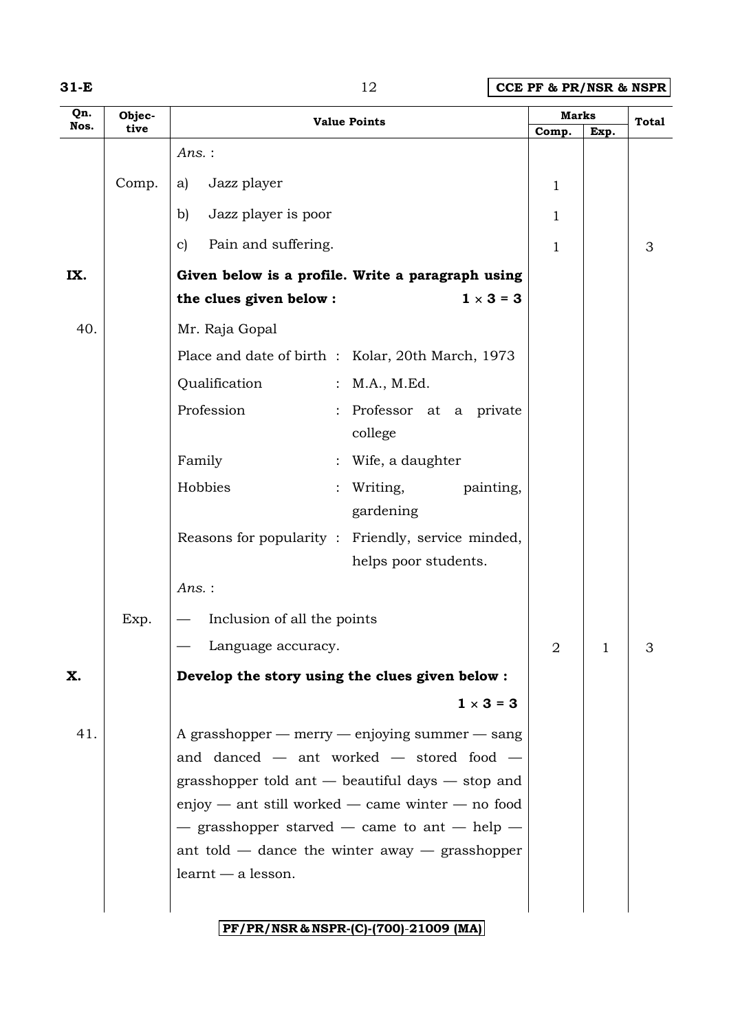| Qn. Nos. | Objective | Value Points | Marks | | Total |
|---|---|---|---|---|---|
| | | | Comp. | Exp. | |
| | | *Ans.* : | | | |
| | Comp. | a) Jazz player | 1 | | |
| | | b) Jazz player is poor | 1 | | |
| | | c) Pain and suffering. | 1 | | 3 |
| **IX.** | | **Given below is a profile. Write a paragraph using the clues given below :** $1 \times 3 = 3$ | | | |
| 40. | | Mr. Raja Gopal | | | |
| | | Place and date of birth : Kolar, 20th March, 1973 | | | |
| | | Qualification : M.A., M.Ed. | | | |
| | | Profession : Professor at a private college | | | |
| | | Family : Wife, a daughter | | | |
| | | Hobbies : Writing, painting, gardening | | | |
| | | Reasons for popularity : Friendly, service minded, helps poor students. | | | |
| | | *Ans.* : | | | |
| | Exp. | — Inclusion of all the points | | | |
| | | — Language accuracy. | 2 | 1 | 3 |
| **X.** | | **Develop the story using the clues given below :** $1 \times 3 = 3$ | | | |
| 41. | | A grasshopper — merry — enjoying summer — sang and danced — ant worked — stored food — grasshopper told ant — beautiful days — stop and enjoy — ant still worked — came winter — no food — grasshopper starved — came to ant — help — ant told — dance the winter away — grasshopper learnt — a lesson. | | | |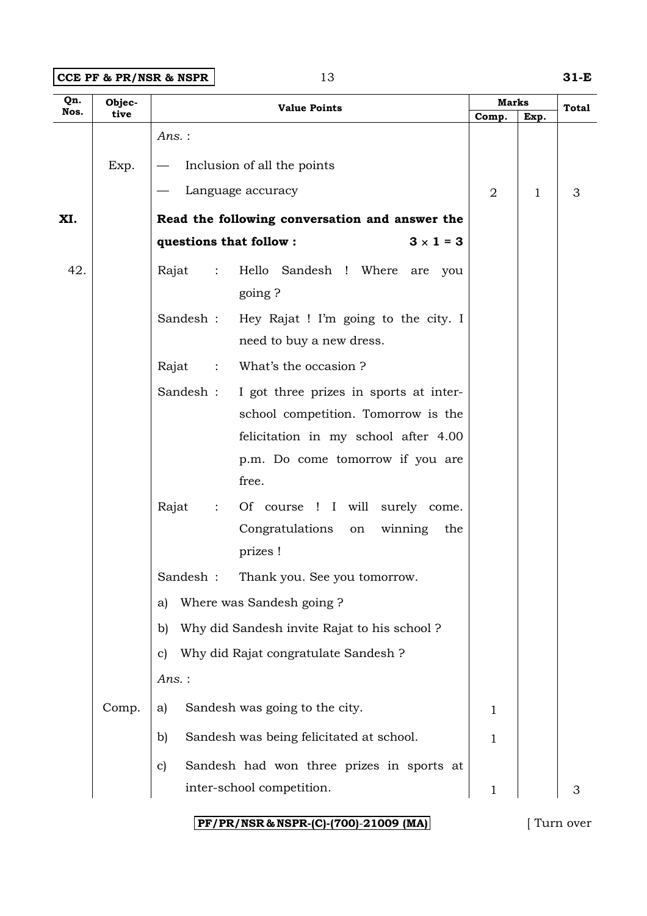| Qn. Nos. | Objective | Value Points | Marks | | Total |
|---|---|---|---|---|---|
| | | | Comp. | Exp. | |
| | | *Ans.* : | | | |
| | Exp. | — Inclusion of all the points | | | |
| | | — Language accuracy | 2 | 1 | 3 |
| **XI.** | | **Read the following conversation and answer the questions that follow :** $3 \times 1 = 3$ | | | |
| 42. | | Rajat : Hello Sandesh ! Where are you going ? | | | |
| | | Sandesh : Hey Rajat ! I'm going to the city. I need to buy a new dress. | | | |
| | | Rajat : What's the occasion ? | | | |
| | | Sandesh : I got three prizes in sports at inter-school competition. Tomorrow is the felicitation in my school after 4.00 p.m. Do come tomorrow if you are free. | | | |
| | | Rajat : Of course ! I will surely come. Congratulations on winning the prizes ! | | | |
| | | Sandesh : Thank you. See you tomorrow. | | | |
| | | a) Where was Sandesh going ? | | | |
| | | b) Why did Sandesh invite Rajat to his school ? | | | |
| | | c) Why did Rajat congratulate Sandesh ? | | | |
| | | *Ans.* : | | | |
| | Comp. | a) Sandesh was going to the city. | 1 | | |
| | | b) Sandesh was being felicitated at school. | 1 | | |
| | | c) Sandesh had won three prizes in sports at inter-school competition. | 1 | | 3 |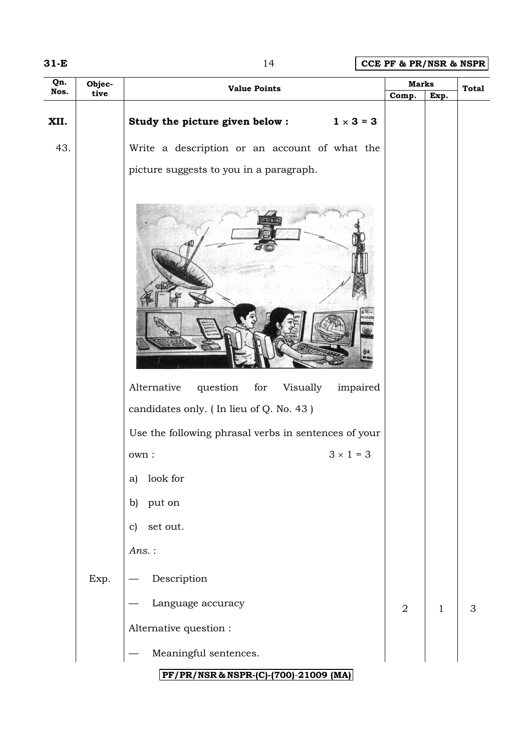| Qn. Nos. | Objective | Value Points | Marks | | Total |
|---|---|---|---|---|---|
| | | | Comp. | Exp. | |
| XII. | | **Study the picture given below :** $1 \times 3 = 3$ | | | |
| 43. | | Write a description or an account of what the picture suggests to you in a paragraph. | | | |
| | | Alternative question for Visually impaired candidates only. ( In lieu of Q. No. 43 ) | | | |
| | | Use the following phrasal verbs in sentences of your own : $3 \times 1 = 3$ | | | |
| | | a) look for | | | |
| | | b) put on | | | |
| | | c) set out. | | | |
| | | *Ans.* : | | | |
| | Exp. | — Description | | | |
| | | — Language accuracy | 2 | 1 | 3 |
| | | Alternative question : | | | |
| | | — Meaningful sentences. | | | |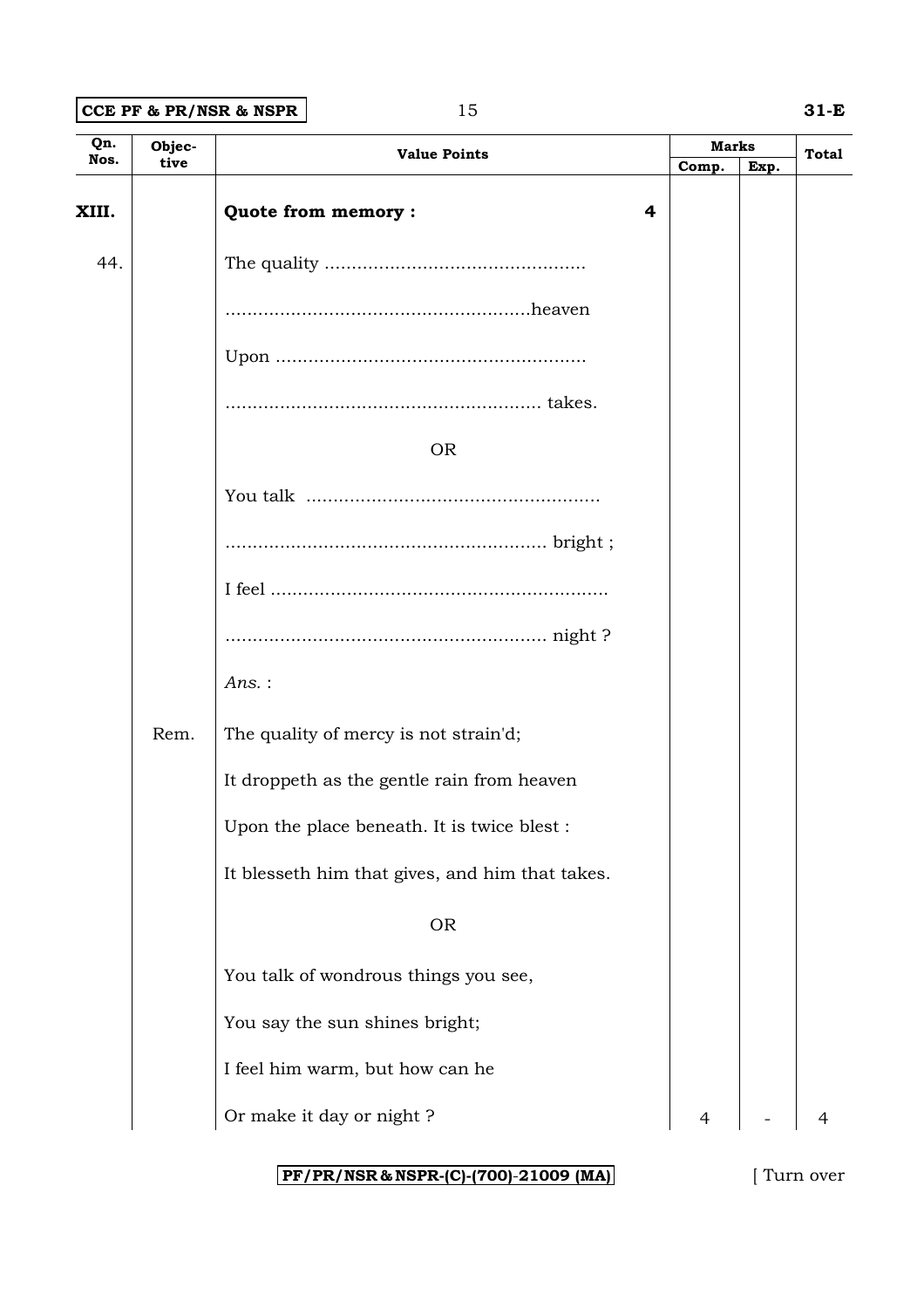| Qn. Nos. | Objective | Value Points | Marks | | Total |
|---|---|---|---|---|---|
| | | | Comp. | Exp. | |
| XIII. | | **Quote from memory :** **4** | | | |
| 44. | | The quality ................................................ | | | |
| | | ........................................................heaven | | | |
| | | Upon ......................................................... | | | |
| | | .......................................................... takes. | | | |
| | | OR | | | |
| | | You talk ...................................................... | | | |
| | | ........................................................... bright ; | | | |
| | | I feel ............................................................. | | | |
| | | ........................................................... night ? | | | |
| | | *Ans.* : | | | |
| | Rem. | The quality of mercy is not strain'd; | | | |
| | | It droppeth as the gentle rain from heaven | | | |
| | | Upon the place beneath. It is twice blest : | | | |
| | | It blesseth him that gives, and him that takes. | | | |
| | | OR | | | |
| | | You talk of wondrous things you see, | | | |
| | | You say the sun shines bright; | | | |
| | | I feel him warm, but how can he | | | |
| | | Or make it day or night ? | 4 | - | 4 |

PF/PR/NSR & NSPR-(C)-(700)-21009 (MA)

[ Turn over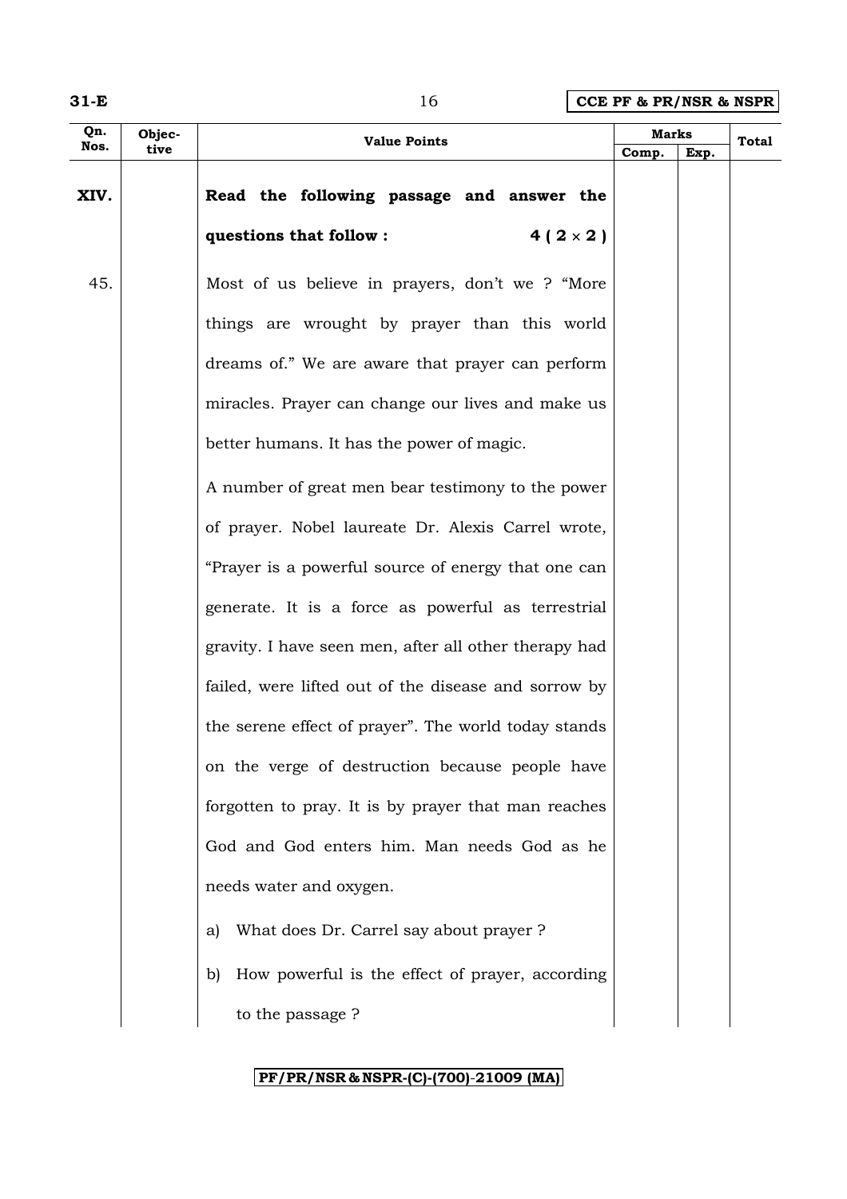| Qn. Nos. | Objective | Value Points | Marks | | Total |
|---|---|---|---|---|---|
| | | | Comp. | Exp. | |
| XIV. | | **Read the following passage and answer the questions that follow : 4 ( 2 × 2 )** | | | |
| 45. | | Most of us believe in prayers, don't we ? "More things are wrought by prayer than this world dreams of." We are aware that prayer can perform miracles. Prayer can change our lives and make us better humans. It has the power of magic. | | | |
| | | A number of great men bear testimony to the power of prayer. Nobel laureate Dr. Alexis Carrel wrote, "Prayer is a powerful source of energy that one can generate. It is a force as powerful as terrestrial gravity. I have seen men, after all other therapy had failed, were lifted out of the disease and sorrow by the serene effect of prayer". The world today stands on the verge of destruction because people have forgotten to pray. It is by prayer that man reaches God and God enters him. Man needs God as he needs water and oxygen. | | | |
| | | a) What does Dr. Carrel say about prayer ? | | | |
| | | b) How powerful is the effect of prayer, according to the passage ? | | | |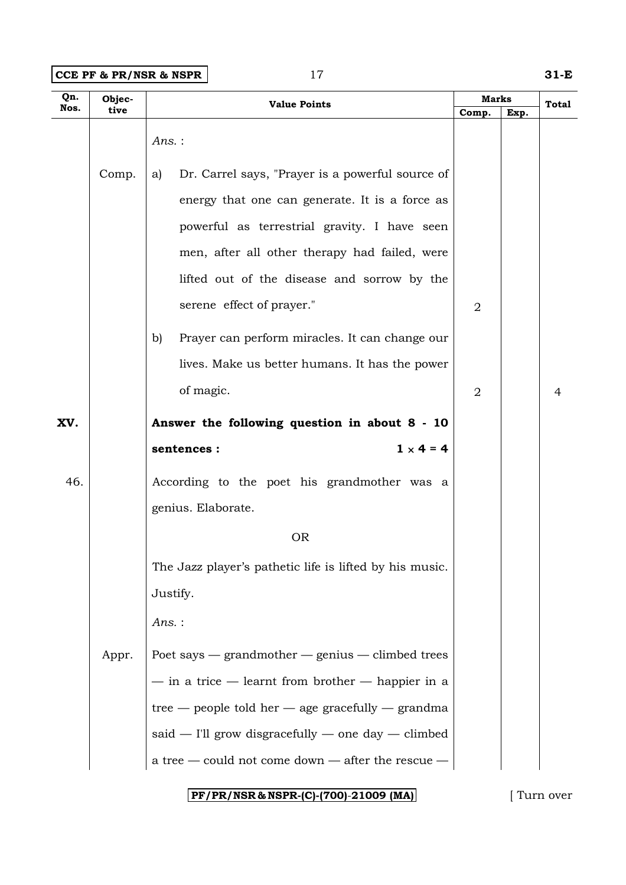| Qn. Nos. | Objective | Value Points | Marks | | Total |
|---|---|---|---|---|---|
| | | | Comp. | Exp. | |
| | | *Ans.* : | | | |
| | Comp. | a) Dr. Carrel says, "Prayer is a powerful source of energy that one can generate. It is a force as powerful as terrestrial gravity. I have seen men, after all other therapy had failed, were lifted out of the disease and sorrow by the serene effect of prayer." | 2 | | |
| | | b) Prayer can perform miracles. It can change our lives. Make us better humans. It has the power of magic. | 2 | | 4 |
| XV. | | **Answer the following question in about 8 - 10 sentences : $1 \times 4 = 4$** | | | |
| 46. | | According to the poet his grandmother was a genius. Elaborate. | | | |
| | | OR | | | |
| | | The Jazz player's pathetic life is lifted by his music. Justify. | | | |
| | | *Ans.* : | | | |
| | Appr. | Poet says — grandmother — genius — climbed trees — in a trice — learnt from brother — happier in a tree — people told her — age gracefully — grandma said — I'll grow disgracefully — one day — climbed a tree — could not come down — after the rescue — | | | |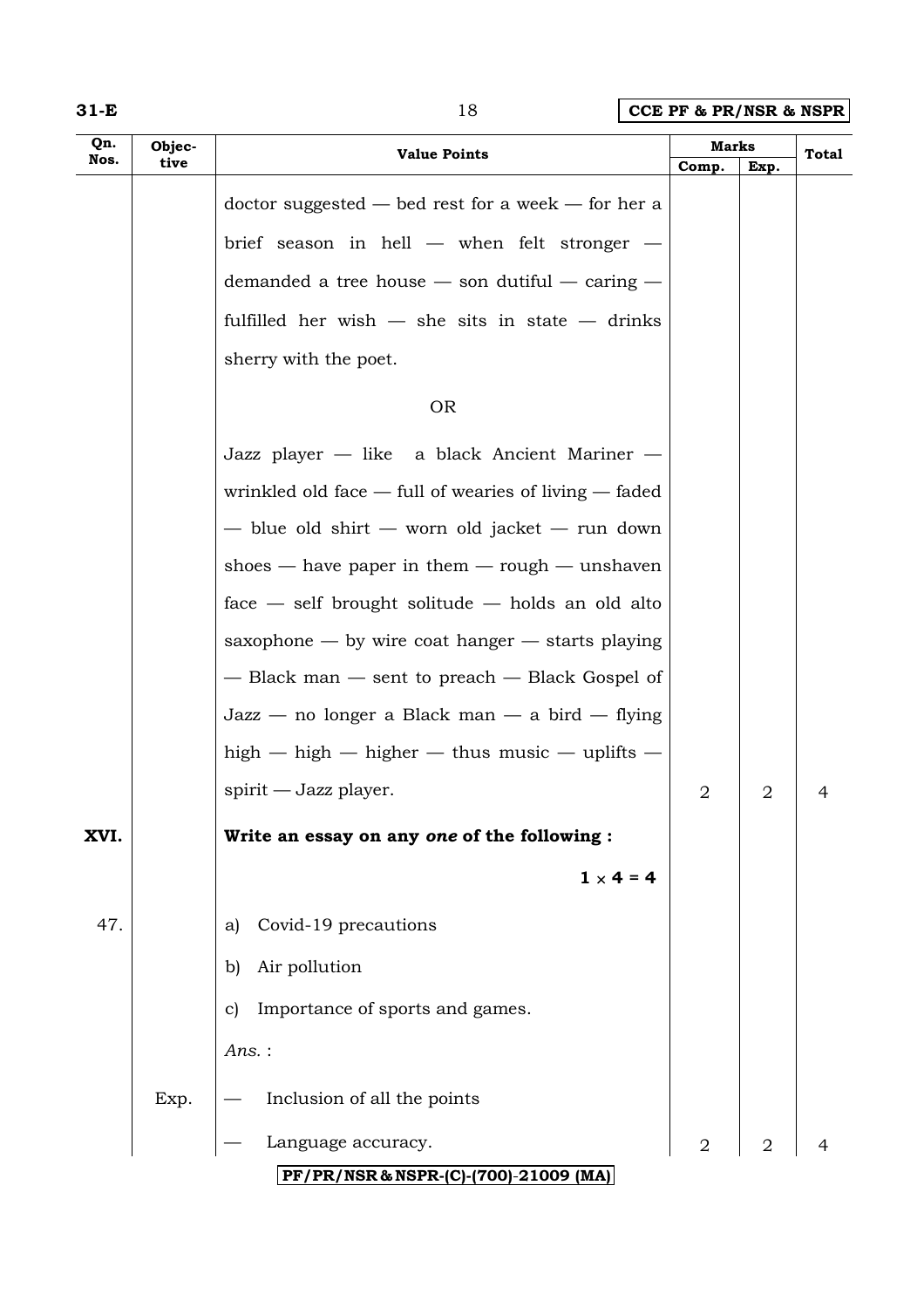| Qn. Nos. | Objective | Value Points | Marks | | Total |
|---|---|---|---|---|---|
| | | | Comp. | Exp. | |
| | | doctor suggested — bed rest for a week — for her a brief season in hell — when felt stronger — demanded a tree house — son dutiful — caring — fulfilled her wish — she sits in state — drinks sherry with the poet. | | | |
| | | OR | | | |
| | | Jazz player — like a black Ancient Mariner — wrinkled old face — full of wearies of living — faded — blue old shirt — worn old jacket — run down shoes — have paper in them — rough — unshaven face — self brought solitude — holds an old alto saxophone — by wire coat hanger — starts playing — Black man — sent to preach — Black Gospel of Jazz — no longer a Black man — a bird — flying high — high — higher — thus music — uplifts — spirit — Jazz player. | 2 | 2 | 4 |
| XVI. | | **Write an essay on any *one* of the following :** $1 \times 4 = 4$ | | | |
| 47. | | a) Covid-19 precautions<br>b) Air pollution<br>c) Importance of sports and games.<br>*Ans.* : | | | |
| | Exp. | — Inclusion of all the points<br>— Language accuracy. | 2 | 2 | 4 |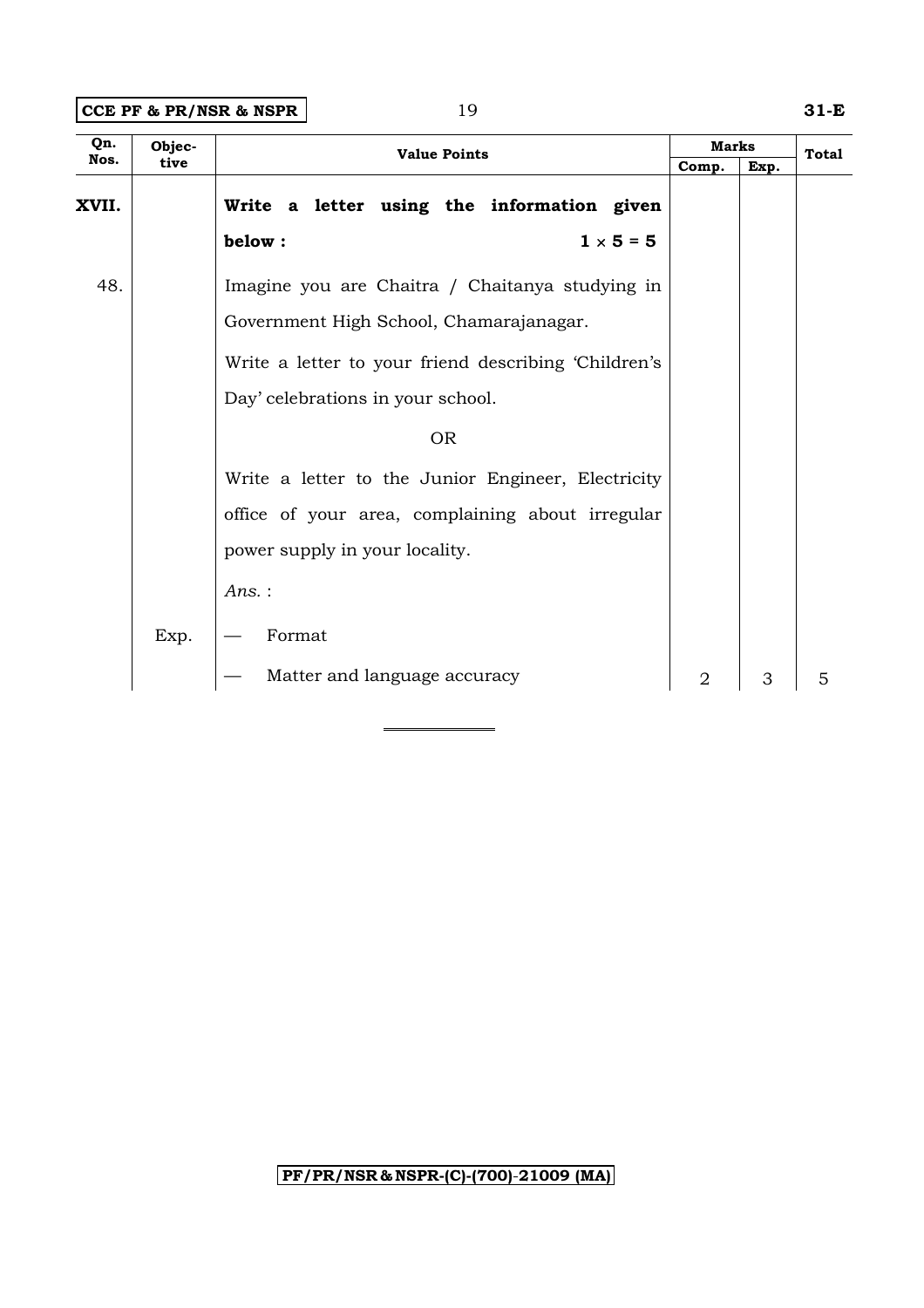| Qn. Nos. | Objective | Value Points | Marks | | Total |
|---|---|---|---|---|---|
| | | | Comp. | Exp. | |
| **XVII.** | | **Write a letter using the information given below :** $1 \times 5 = 5$ | | | |
| 48. | | Imagine you are Chaitra / Chaitanya studying in Government High School, Chamarajanagar. | | | |
| | | Write a letter to your friend describing 'Children's Day' celebrations in your school. | | | |
| | | OR | | | |
| | | Write a letter to the Junior Engineer, Electricity office of your area, complaining about irregular power supply in your locality. | | | |
| | | *Ans.* : | | | |
| | Exp. | — Format | | | |
| | | — Matter and language accuracy | 2 | 3 | 5 |